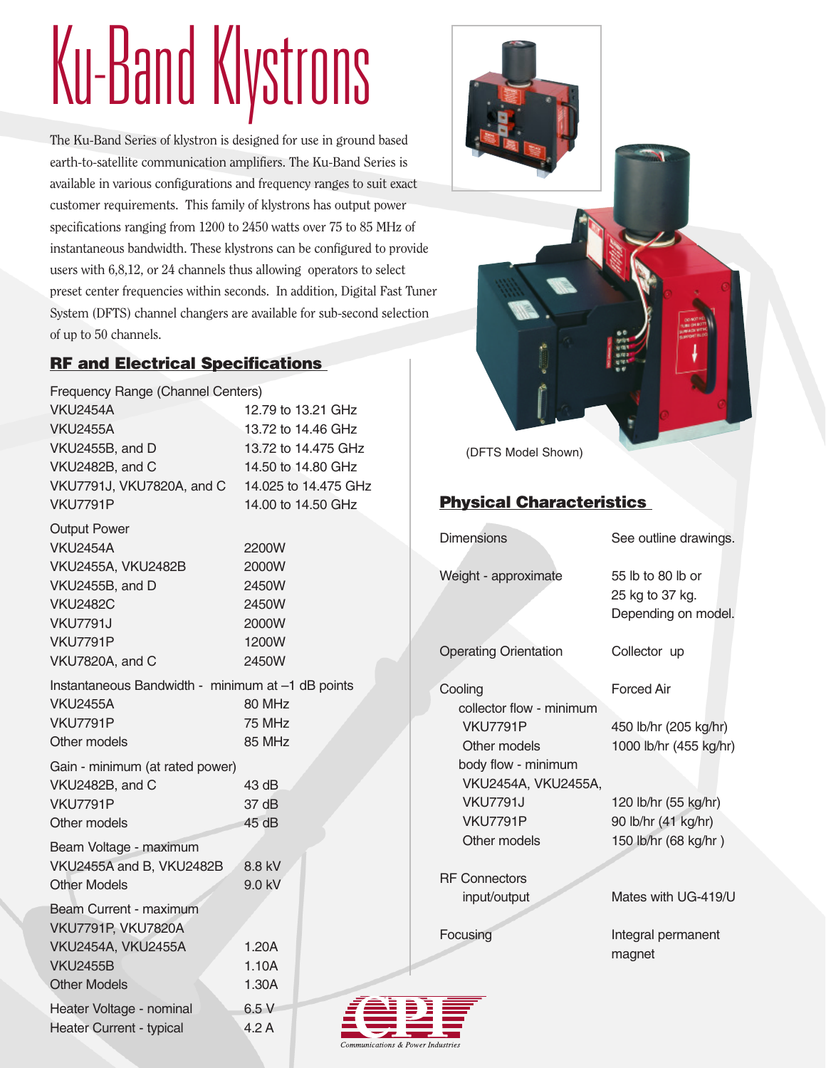# Ku-Band Klystrons

The Ku-Band Series of klystron is designed for use in ground based earth-to-satellite communication amplifiers. The Ku-Band Series is available in various configurations and frequency ranges to suit exact customer requirements. This family of klystrons has output power specifications ranging from 1200 to 2450 watts over 75 to 85 MHz of instantaneous bandwidth. These klystrons can be configured to provide users with 6,8,12, or 24 channels thus allowing operators to select preset center frequencies within seconds. In addition, Digital Fast Tuner System (DFTS) channel changers are available for sub-second selection of up to 50 channels.

## RF and Electrical Specifications

| | |
|---|---|
| **Frequency Range (Channel Centers)** | |
| VKU2454A | 12.79 to 13.21 GHz |
| VKU2455A | 13.72 to 14.46 GHz |
| VKU2455B, and D | 13.72 to 14.475 GHz |
| VKU2482B, and C | 14.50 to 14.80 GHz |
| VKU7791J, VKU7820A, and C | 14.025 to 14.475 GHz |
| VKU7791P | 14.00 to 14.50 GHz |
| **Output Power** | |
| VKU2454A | 2200W |
| VKU2455A, VKU2482B | 2000W |
| VKU2455B, and D | 2450W |
| VKU2482C | 2450W |
| VKU7791J | 2000W |
| VKU7791P | 1200W |
| VKU7820A, and C | 2450W |
| **Instantaneous Bandwidth - minimum at –1 dB points** | |
| VKU2455A | 80 MHz |
| VKU7791P | 75 MHz |
| Other models | 85 MHz |
| **Gain - minimum (at rated power)** | |
| VKU2482B, and C | 43 dB |
| VKU7791P | 37 dB |
| Other models | 45 dB |
| **Beam Voltage - maximum** | |
| VKU2455A and B, VKU2482B | 8.8 kV |
| Other Models | 9.0 kV |
| **Beam Current - maximum** | |
| VKU7791P, VKU7820A | |
| VKU2454A, VKU2455A | 1.20A |
| VKU2455B | 1.10A |
| Other Models | 1.30A |
| Heater Voltage - nominal | 6.5 V |
| Heater Current - typical | 4.2 A |

(DFTS Model Shown)

## Physical Characteristics

| | |
|---|---|
| Dimensions | See outline drawings. |
| Weight - approximate | 55 lb to 80 lb or 25 kg to 37 kg. Depending on model. |
| Operating Orientation | Collector up |
| Cooling | Forced Air |
| collector flow - minimum | |
| VKU7791P | 450 lb/hr (205 kg/hr) |
| Other models | 1000 lb/hr (455 kg/hr) |
| body flow - minimum | |
| VKU2454A, VKU2455A, VKU7791J | 120 lb/hr (55 kg/hr) |
| VKU7791P | 90 lb/hr (41 kg/hr) |
| Other models | 150 lb/hr (68 kg/hr ) |
| RF Connectors input/output | Mates with UG-419/U |
| Focusing | Integral permanent magnet |

CPI
Communications & Power Industries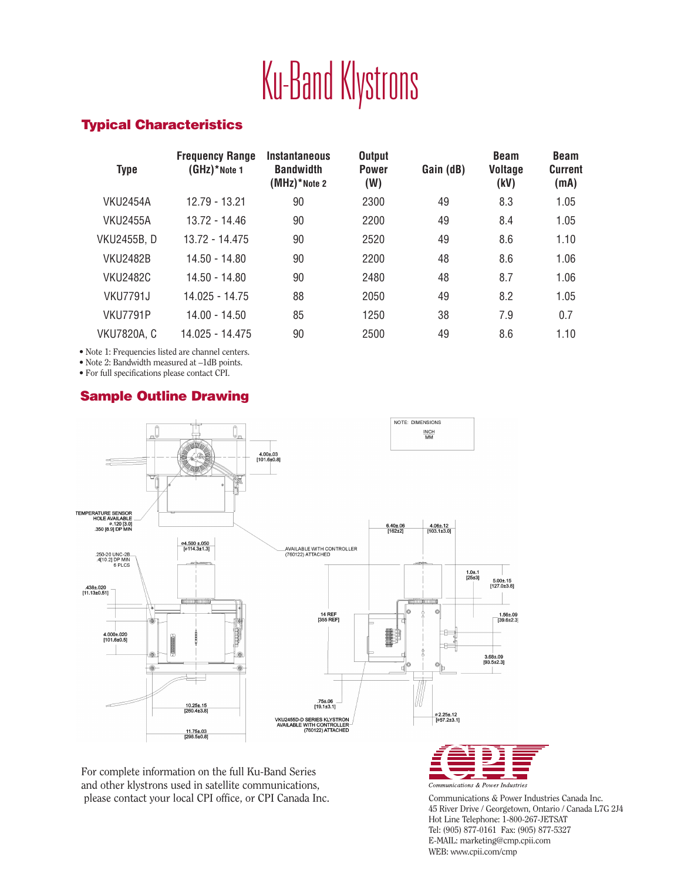# Ku-Band Klystrons

## Typical Characteristics

| Type | Frequency Range (GHz)*Note 1 | Instantaneous Bandwidth (MHz)*Note 2 | Output Power (W) | Gain (dB) | Beam Voltage (kV) | Beam Current (mA) |
|---|---|---|---|---|---|---|
| VKU2454A | 12.79 - 13.21 | 90 | 2300 | 49 | 8.3 | 1.05 |
| VKU2455A | 13.72 - 14.46 | 90 | 2200 | 49 | 8.4 | 1.05 |
| VKU2455B, D | 13.72 - 14.475 | 90 | 2520 | 49 | 8.6 | 1.10 |
| VKU2482B | 14.50 - 14.80 | 90 | 2200 | 48 | 8.6 | 1.06 |
| VKU2482C | 14.50 - 14.80 | 90 | 2480 | 48 | 8.7 | 1.06 |
| VKU7791J | 14.025 - 14.75 | 88 | 2050 | 49 | 8.2 | 1.05 |
| VKU7791P | 14.00 - 14.50 | 85 | 1250 | 38 | 7.9 | 0.7 |
| VKU7820A, C | 14.025 - 14.475 | 90 | 2500 | 49 | 8.6 | 1.10 |

- Note 1: Frequencies listed are channel centers.
- Note 2: Bandwidth measured at –1dB points.
- For full specifications please contact CPI.

## Sample Outline Drawing

NOTE: DIMENSIONS
INCH
MM

4.00±.03
[101.6±0.8]

TEMPERATURE SENSOR
HOLE AVAILABLE
ø.120 [3.0]
.350 [8.9] DP MIN

ø4.500 ±.050
[ø114.3±1.3]

AVAILABLE WITH CONTROLLER
(760122) ATTACHED

.250-20 UNC-2B
.4[10.2] DP MIN
6 PLCS

.438±.020
[11.13±0.51]

4.000±.020
[101.6±0.5]

10.25±.15
[260.4±3.8]

11.75±.03
[298.5±0.8]

6.40±.06
[162±2]

4.06±.12
[103.1±3.0]

1.0±.1
[25±3]

5.00±.15
[127.0±3.8]

14 REF
[355 REF]

1.56±.09
[39.6±2.3]

3.68±.09
[93.5±2.3]

.75±.06
[19.1±3.1]

VKU2455D-D SERIES KLYSTRON
AVAILABLE WITH CONTROLLER
(760122) ATTACHED

ø2.25±.12
[ø57.2±3.1]

For complete information on the full Ku-Band Series and other klystrons used in satellite communications, please contact your local CPI office, or CPI Canada Inc.

CPI
*Communications & Power Industries*

Communications & Power Industries Canada Inc.
45 River Drive / Georgetown, Ontario / Canada L7G 2J4
Hot Line Telephone: 1-800-267-JETSAT
Tel: (905) 877-0161 Fax: (905) 877-5327
E-MAIL: marketing@cmp.cpii.com
WEB: www.cpii.com/cmp